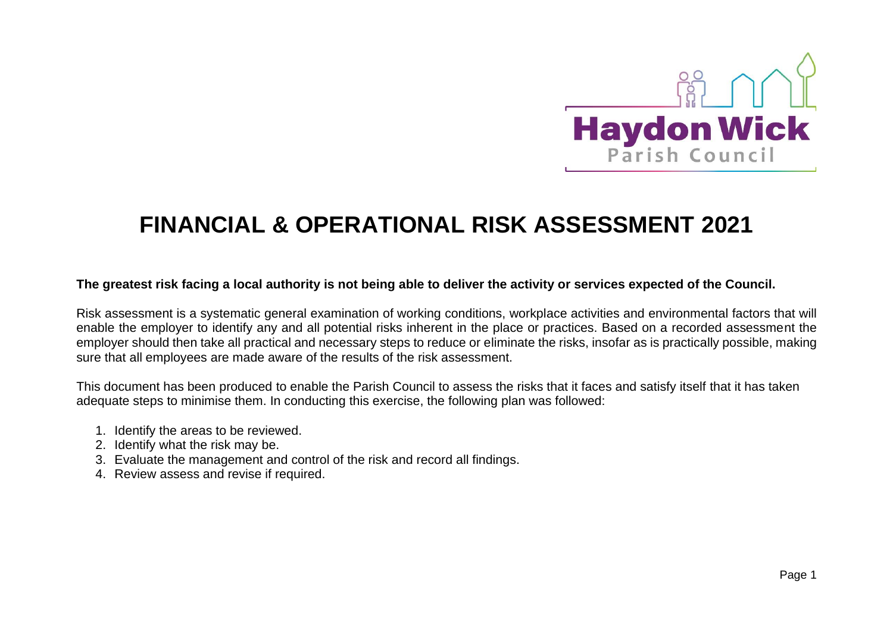Haydon Wick Parish Council

# FINANCIAL & OPERATIONAL RISK ASSESSMENT 2021

**The greatest risk facing a local authority is not being able to deliver the activity or services expected of the Council.**

Risk assessment is a systematic general examination of working conditions, workplace activities and environmental factors that will enable the employer to identify any and all potential risks inherent in the place or practices. Based on a recorded assessment the employer should then take all practical and necessary steps to reduce or eliminate the risks, insofar as is practically possible, making sure that all employees are made aware of the results of the risk assessment.

This document has been produced to enable the Parish Council to assess the risks that it faces and satisfy itself that it has taken adequate steps to minimise them. In conducting this exercise, the following plan was followed:

1. Identify the areas to be reviewed.
2. Identify what the risk may be.
3. Evaluate the management and control of the risk and record all findings.
4. Review assess and revise if required.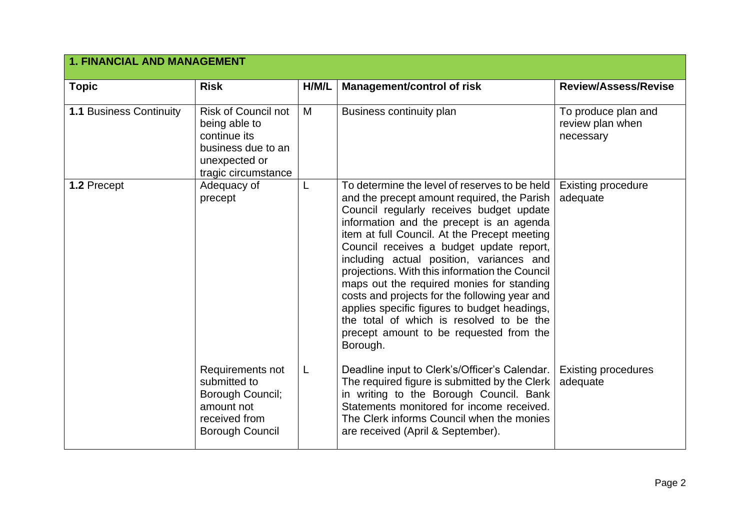| **1. FINANCIAL AND MANAGEMENT** | | | | |
|---|---|---|---|---|
| **Topic** | **Risk** | **H/M/L** | **Management/control of risk** | **Review/Assess/Revise** |
| **1.1** Business Continuity | Risk of Council not being able to continue its business due to an unexpected or tragic circumstance | M | Business continuity plan | To produce plan and review plan when necessary |
| **1.2** Precept | Adequacy of precept | L | To determine the level of reserves to be held and the precept amount required, the Parish Council regularly receives budget update information and the precept is an agenda item at full Council. At the Precept meeting Council receives a budget update report, including actual position, variances and projections. With this information the Council maps out the required monies for standing costs and projects for the following year and applies specific figures to budget headings, the total of which is resolved to be the precept amount to be requested from the Borough. | Existing procedure adequate |
| | Requirements not submitted to Borough Council; amount not received from Borough Council | L | Deadline input to Clerk's/Officer's Calendar. The required figure is submitted by the Clerk in writing to the Borough Council. Bank Statements monitored for income received. The Clerk informs Council when the monies are received (April & September). | Existing procedures adequate |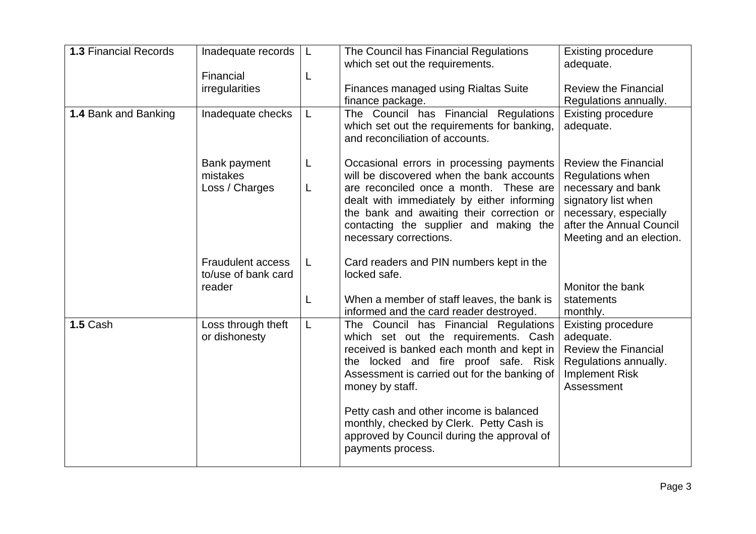| **1.3** Financial Records | Inadequate records<br><br>Financial irregularities | L<br><br>L | The Council has Financial Regulations which set out the requirements.<br><br>Finances managed using Rialtas Suite finance package. | Existing procedure adequate.<br><br>Review the Financial Regulations annually. |
|---|---|---|---|---|
| **1.4** Bank and Banking | Inadequate checks<br><br>Bank payment mistakes<br>Loss / Charges<br><br>Fraudulent access to/use of bank card reader | L<br><br>L<br>L<br><br>L<br><br>L | The Council has Financial Regulations which set out the requirements for banking, and reconciliation of accounts.<br><br>Occasional errors in processing payments will be discovered when the bank accounts are reconciled once a month. These are dealt with immediately by either informing the bank and awaiting their correction or contacting the supplier and making the necessary corrections.<br><br>Card readers and PIN numbers kept in the locked safe.<br><br>When a member of staff leaves, the bank is informed and the card reader destroyed. | Existing procedure adequate.<br><br>Review the Financial Regulations when necessary and bank signatory list when necessary, especially after the Annual Council Meeting and an election.<br><br>Monitor the bank statements monthly. |
| **1.5** Cash | Loss through theft or dishonesty | L | The Council has Financial Regulations which set out the requirements. Cash received is banked each month and kept in the locked and fire proof safe. Risk Assessment is carried out for the banking of money by staff.<br><br>Petty cash and other income is balanced monthly, checked by Clerk. Petty Cash is approved by Council during the approval of payments process. | Existing procedure adequate.<br>Review the Financial Regulations annually.<br>Implement Risk Assessment |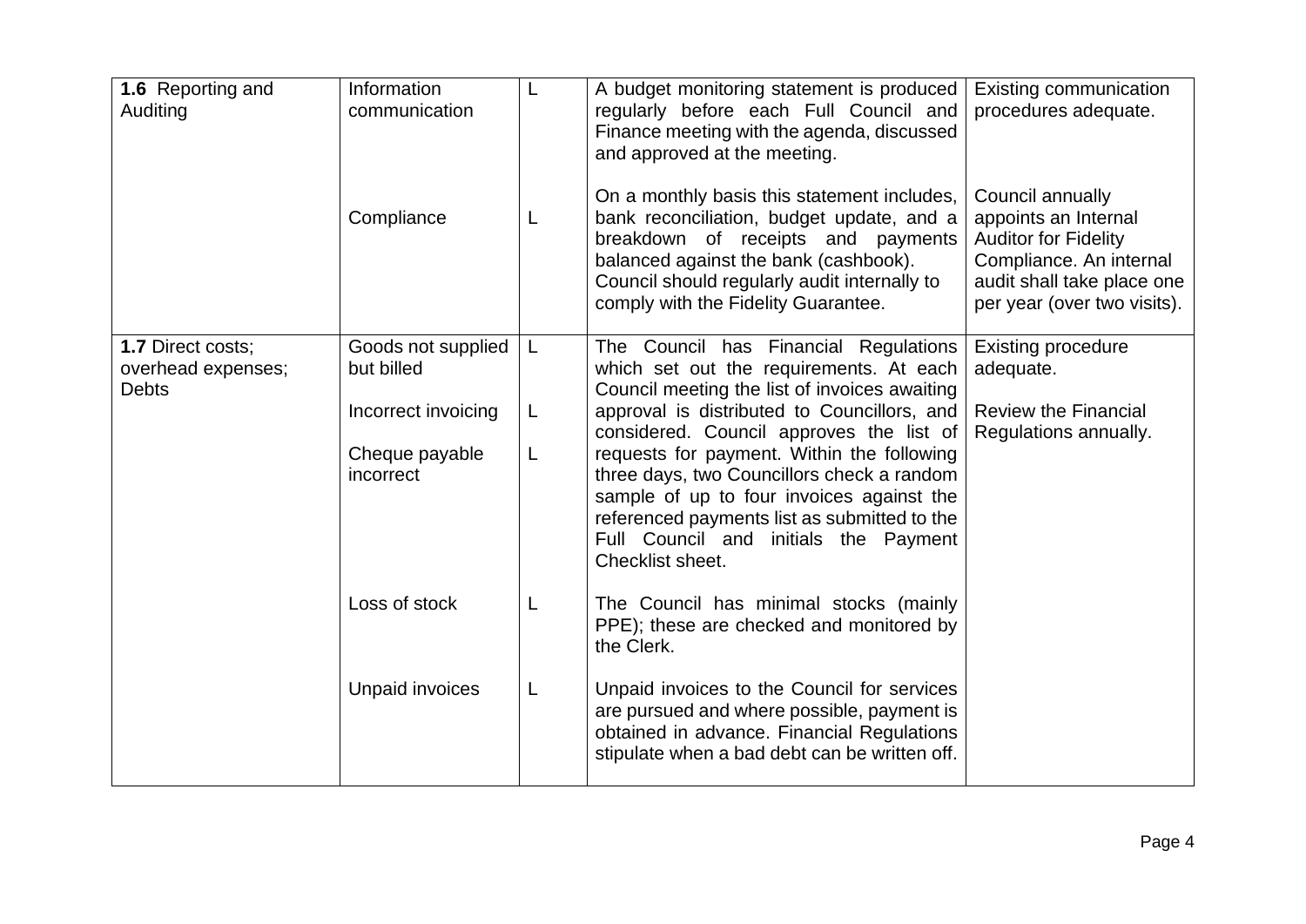| | | | | |
|---|---|---|---|---|
| **1.6** Reporting and Auditing | Information communication | L | A budget monitoring statement is produced regularly before each Full Council and Finance meeting with the agenda, discussed and approved at the meeting. | Existing communication procedures adequate. |
| | Compliance | L | On a monthly basis this statement includes, bank reconciliation, budget update, and a breakdown of receipts and payments balanced against the bank (cashbook). Council should regularly audit internally to comply with the Fidelity Guarantee. | Council annually appoints an Internal Auditor for Fidelity Compliance. An internal audit shall take place one per year (over two visits). |
| **1.7** Direct costs; overhead expenses; Debts | Goods not supplied but billed<br><br>Incorrect invoicing<br><br>Cheque payable incorrect | L<br><br>L<br><br>L | The Council has Financial Regulations which set out the requirements. At each Council meeting the list of invoices awaiting approval is distributed to Councillors, and considered. Council approves the list of requests for payment. Within the following three days, two Councillors check a random sample of up to four invoices against the referenced payments list as submitted to the Full Council and initials the Payment Checklist sheet. | Existing procedure adequate.<br><br>Review the Financial Regulations annually. |
| | Loss of stock | L | The Council has minimal stocks (mainly PPE); these are checked and monitored by the Clerk. | |
| | Unpaid invoices | L | Unpaid invoices to the Council for services are pursued and where possible, payment is obtained in advance. Financial Regulations stipulate when a bad debt can be written off. | |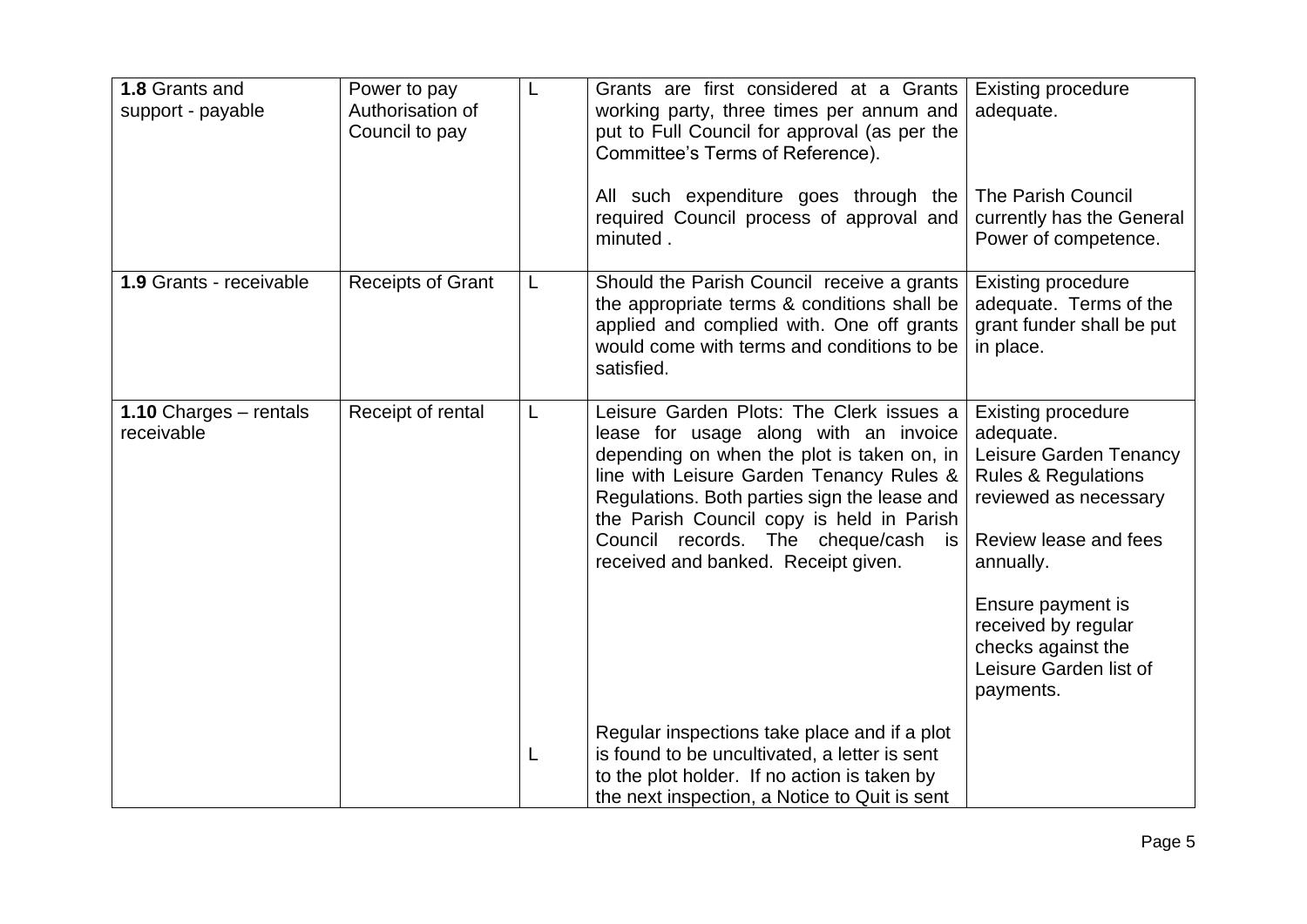| | | | | |
|---|---|---|---|---|
| **1.8** Grants and support - payable | Power to pay Authorisation of Council to pay | L | Grants are first considered at a Grants working party, three times per annum and put to Full Council for approval (as per the Committee's Terms of Reference).<br><br>All such expenditure goes through the required Council process of approval and minuted . | Existing procedure adequate.<br><br>The Parish Council currently has the General Power of competence. |
| **1.9** Grants - receivable | Receipts of Grant | L | Should the Parish Council receive a grants the appropriate terms & conditions shall be applied and complied with. One off grants would come with terms and conditions to be satisfied. | Existing procedure adequate. Terms of the grant funder shall be put in place. |
| **1.10** Charges – rentals receivable | Receipt of rental | L | Leisure Garden Plots: The Clerk issues a lease for usage along with an invoice depending on when the plot is taken on, in line with Leisure Garden Tenancy Rules & Regulations. Both parties sign the lease and the Parish Council copy is held in Parish Council records. The cheque/cash is received and banked. Receipt given. | Existing procedure adequate.<br>Leisure Garden Tenancy Rules & Regulations reviewed as necessary<br><br>Review lease and fees annually.<br><br>Ensure payment is received by regular checks against the Leisure Garden list of payments. |
| | | L | Regular inspections take place and if a plot is found to be uncultivated, a letter is sent to the plot holder. If no action is taken by the next inspection, a Notice to Quit is sent | |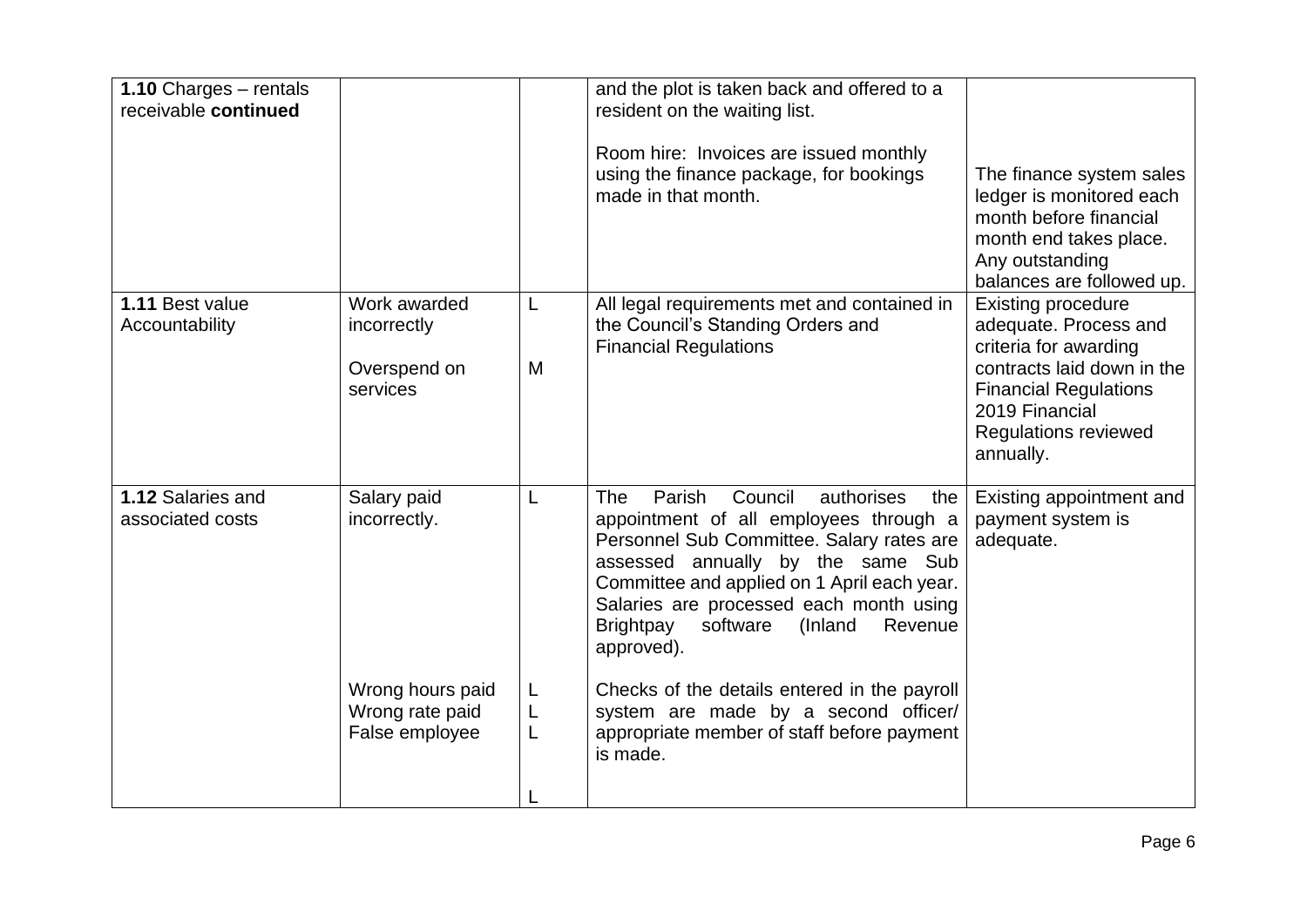| **1.10** Charges – rentals receivable **continued** | | | and the plot is taken back and offered to a resident on the waiting list.<br><br>Room hire: Invoices are issued monthly using the finance package, for bookings made in that month. | The finance system sales ledger is monitored each month before financial month end takes place. Any outstanding balances are followed up. |
|---|---|---|---|---|
| **1.11** Best value Accountability | Work awarded incorrectly<br><br>Overspend on services | L<br><br>M | All legal requirements met and contained in the Council's Standing Orders and Financial Regulations | Existing procedure adequate. Process and criteria for awarding contracts laid down in the Financial Regulations 2019 Financial Regulations reviewed annually. |
| **1.12** Salaries and associated costs | Salary paid incorrectly.<br><br>Wrong hours paid<br>Wrong rate paid<br>False employee | L<br><br>L<br>L<br>L<br><br>L | The Parish Council authorises the appointment of all employees through a Personnel Sub Committee. Salary rates are assessed annually by the same Sub Committee and applied on 1 April each year. Salaries are processed each month using Brightpay software (Inland Revenue approved).<br><br>Checks of the details entered in the payroll system are made by a second officer/ appropriate member of staff before payment is made. | Existing appointment and payment system is adequate. |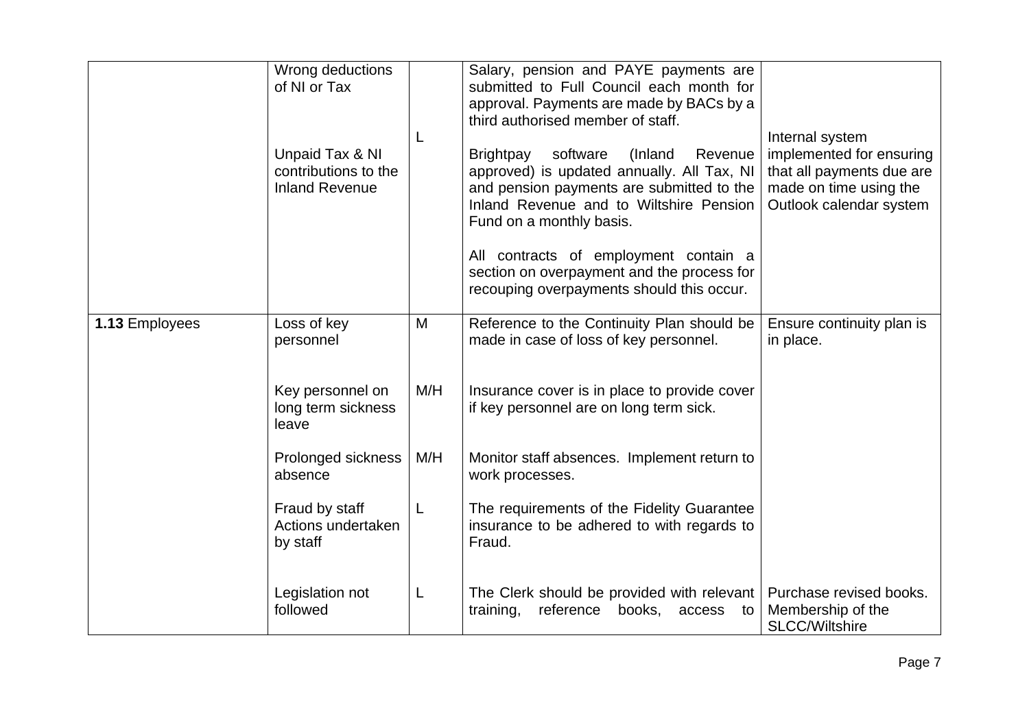| | | | | |
|---|---|---|---|---|
| | Wrong deductions of NI or Tax<br><br>Unpaid Tax & NI contributions to the Inland Revenue | L | Salary, pension and PAYE payments are submitted to Full Council each month for approval. Payments are made by BACs by a third authorised member of staff.<br><br>Brightpay software (Inland Revenue approved) is updated annually. All Tax, NI and pension payments are submitted to the Inland Revenue and to Wiltshire Pension Fund on a monthly basis.<br><br>All contracts of employment contain a section on overpayment and the process for recouping overpayments should this occur. | Internal system implemented for ensuring that all payments due are made on time using the Outlook calendar system |
| **1.13** Employees | Loss of key personnel | M | Reference to the Continuity Plan should be made in case of loss of key personnel. | Ensure continuity plan is in place. |
| | Key personnel on long term sickness leave | M/H | Insurance cover is in place to provide cover if key personnel are on long term sick. | |
| | Prolonged sickness absence | M/H | Monitor staff absences. Implement return to work processes. | |
| | Fraud by staff Actions undertaken by staff | L | The requirements of the Fidelity Guarantee insurance to be adhered to with regards to Fraud. | |
| | Legislation not followed | L | The Clerk should be provided with relevant training, reference books, access to | Purchase revised books. Membership of the SLCC/Wiltshire |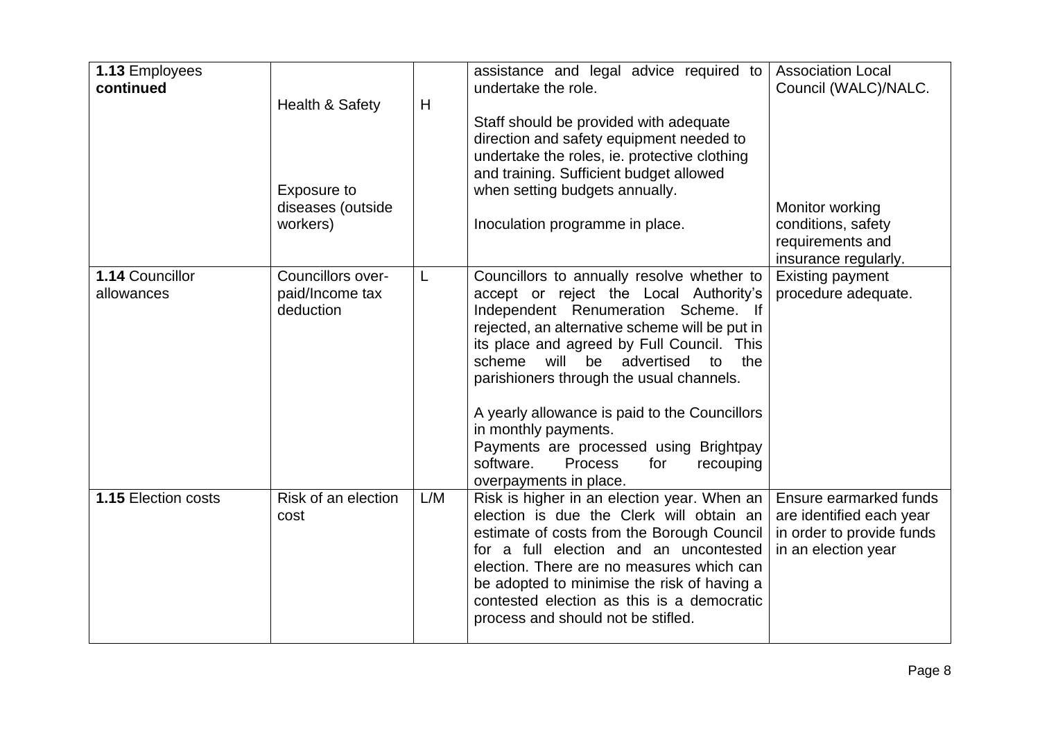| | | | | |
|---|---|---|---|---|
| **1.13** Employees **continued** | Health & Safety<br><br>Exposure to diseases (outside workers) | H | assistance and legal advice required to undertake the role.<br><br>Staff should be provided with adequate direction and safety equipment needed to undertake the roles, ie. protective clothing and training. Sufficient budget allowed when setting budgets annually.<br><br>Inoculation programme in place. | Association Local Council (WALC)/NALC.<br><br>Monitor working conditions, safety requirements and insurance regularly. |
| **1.14** Councillor allowances | Councillors over-paid/Income tax deduction | L | Councillors to annually resolve whether to accept or reject the Local Authority's Independent Renumeration Scheme. If rejected, an alternative scheme will be put in its place and agreed by Full Council. This scheme will be advertised to the parishioners through the usual channels.<br><br>A yearly allowance is paid to the Councillors in monthly payments.<br>Payments are processed using Brightpay software. Process for recouping overpayments in place. | Existing payment procedure adequate. |
| **1.15** Election costs | Risk of an election cost | L/M | Risk is higher in an election year. When an election is due the Clerk will obtain an estimate of costs from the Borough Council for a full election and an uncontested election. There are no measures which can be adopted to minimise the risk of having a contested election as this is a democratic process and should not be stifled. | Ensure earmarked funds are identified each year in order to provide funds in an election year |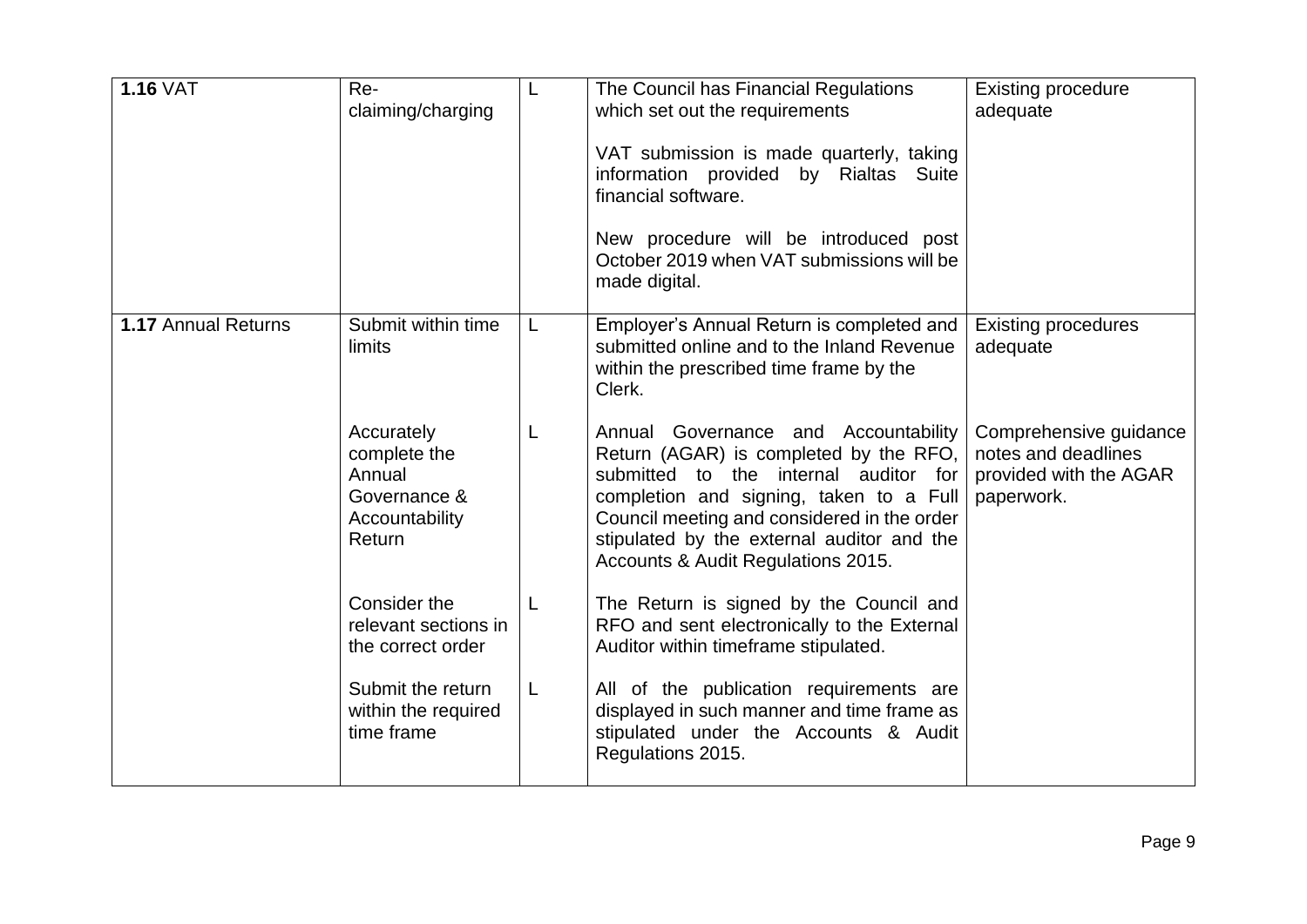| **1.16** VAT | Re-claiming/charging | L | The Council has Financial Regulations which set out the requirements<br><br>VAT submission is made quarterly, taking information provided by Rialtas Suite financial software.<br><br>New procedure will be introduced post October 2019 when VAT submissions will be made digital. | Existing procedure adequate |
|---|---|---|---|---|
| **1.17** Annual Returns | Submit within time limits | L | Employer's Annual Return is completed and submitted online and to the Inland Revenue within the prescribed time frame by the Clerk. | Existing procedures adequate |
| | Accurately complete the Annual Governance & Accountability Return | L | Annual Governance and Accountability Return (AGAR) is completed by the RFO, submitted to the internal auditor for completion and signing, taken to a Full Council meeting and considered in the order stipulated by the external auditor and the Accounts & Audit Regulations 2015. | Comprehensive guidance notes and deadlines provided with the AGAR paperwork. |
| | Consider the relevant sections in the correct order | L | The Return is signed by the Council and RFO and sent electronically to the External Auditor within timeframe stipulated. | |
| | Submit the return within the required time frame | L | All of the publication requirements are displayed in such manner and time frame as stipulated under the Accounts & Audit Regulations 2015. | |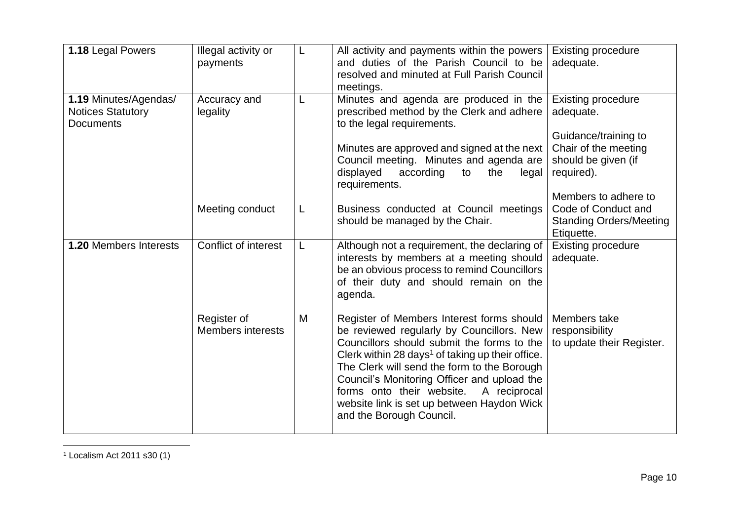| | | | | |
|---|---|---|---|---|
| **1.18** Legal Powers | Illegal activity or payments | L | All activity and payments within the powers and duties of the Parish Council to be resolved and minuted at Full Parish Council meetings. | Existing procedure adequate. |
| **1.19** Minutes/Agendas/ Notices Statutory Documents | Accuracy and legality | L | Minutes and agenda are produced in the prescribed method by the Clerk and adhere to the legal requirements.<br><br>Minutes are approved and signed at the next Council meeting. Minutes and agenda are displayed according to the legal requirements. | Existing procedure adequate.<br><br>Guidance/training to Chair of the meeting should be given (if required). |
| | Meeting conduct | L | Business conducted at Council meetings should be managed by the Chair. | Members to adhere to Code of Conduct and Standing Orders/Meeting Etiquette. |
| **1.20** Members Interests | Conflict of interest | L | Although not a requirement, the declaring of interests by members at a meeting should be an obvious process to remind Councillors of their duty and should remain on the agenda. | Existing procedure adequate. |
| | Register of Members interests | M | Register of Members Interest forms should be reviewed regularly by Councillors. New Councillors should submit the forms to the Clerk within 28 days[1] of taking up their office. The Clerk will send the form to the Borough Council's Monitoring Officer and upload the forms onto their website. A reciprocal website link is set up between Haydon Wick and the Borough Council. | Members take responsibility to update their Register. |

[1] Localism Act 2011 s30 (1)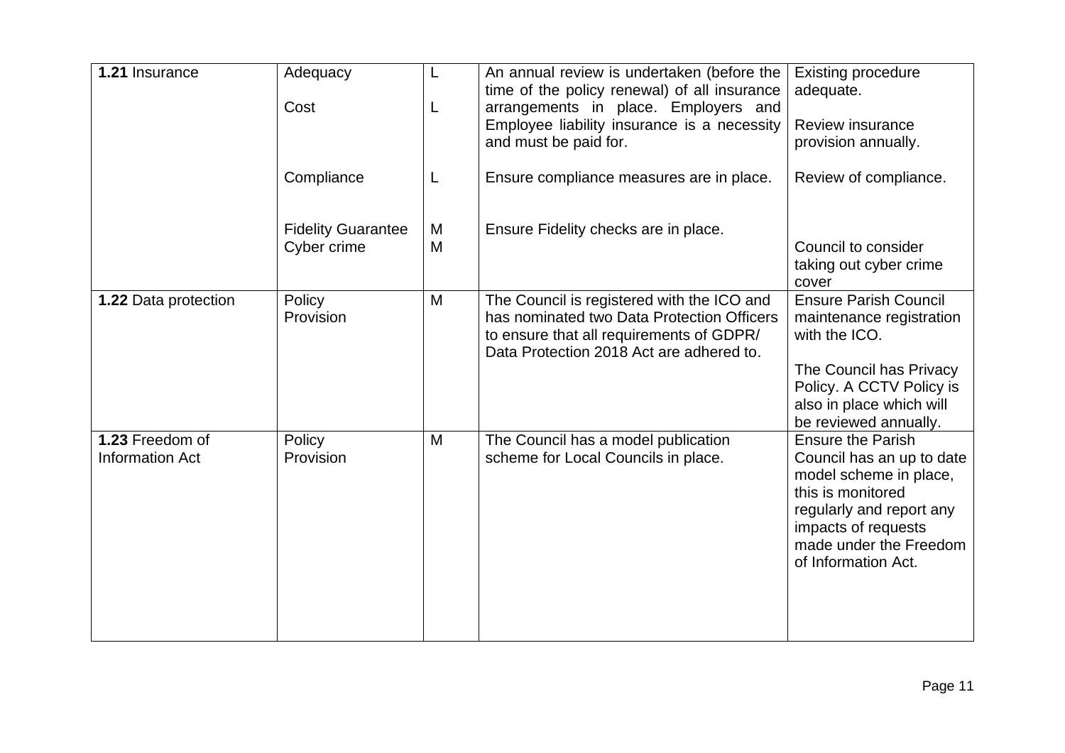| **1.21** Insurance | Adequacy<br><br>Cost<br><br><br>Compliance<br><br><br>Fidelity Guarantee<br>Cyber crime | L<br><br>L<br><br><br>L<br><br><br>M<br>M | An annual review is undertaken (before the time of the policy renewal) of all insurance arrangements in place. Employers and Employee liability insurance is a necessity and must be paid for.<br><br>Ensure compliance measures are in place.<br><br><br>Ensure Fidelity checks are in place. | Existing procedure adequate.<br><br>Review insurance provision annually.<br><br>Review of compliance.<br><br><br><br>Council to consider taking out cyber crime cover |
|---|---|---|---|---|
| **1.22** Data protection | Policy<br>Provision | M | The Council is registered with the ICO and has nominated two Data Protection Officers to ensure that all requirements of GDPR/ Data Protection 2018 Act are adhered to. | Ensure Parish Council maintenance registration with the ICO.<br><br>The Council has Privacy Policy. A CCTV Policy is also in place which will be reviewed annually. |
| **1.23** Freedom of Information Act | Policy<br>Provision | M | The Council has a model publication scheme for Local Councils in place. | Ensure the Parish Council has an up to date model scheme in place, this is monitored regularly and report any impacts of requests made under the Freedom of Information Act. |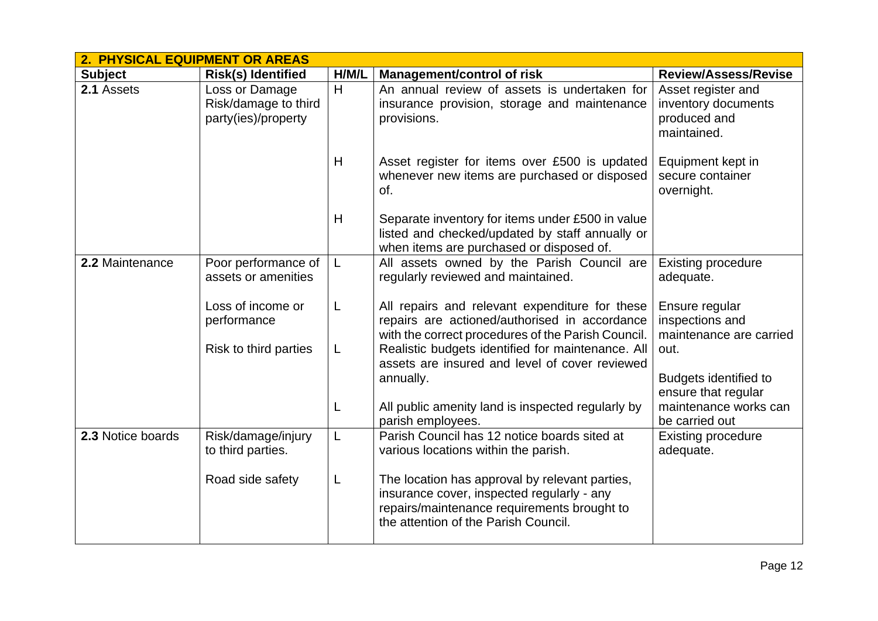| **2. PHYSICAL EQUIPMENT OR AREAS** | | | | |
|---|---|---|---|---|
| **Subject** | **Risk(s) Identified** | **H/M/L** | **Management/control of risk** | **Review/Assess/Revise** |
| **2.1** Assets | Loss or Damage Risk/damage to third party(ies)/property | H | An annual review of assets is undertaken for insurance provision, storage and maintenance provisions. | Asset register and inventory documents produced and maintained. |
| | | H | Asset register for items over £500 is updated whenever new items are purchased or disposed of. | Equipment kept in secure container overnight. |
| | | H | Separate inventory for items under £500 in value listed and checked/updated by staff annually or when items are purchased or disposed of. | |
| **2.2** Maintenance | Poor performance of assets or amenities | L | All assets owned by the Parish Council are regularly reviewed and maintained. | Existing procedure adequate. |
| | Loss of income or performance | L | All repairs and relevant expenditure for these repairs are actioned/authorised in accordance with the correct procedures of the Parish Council. | Ensure regular inspections and maintenance are carried out. |
| | Risk to third parties | L | Realistic budgets identified for maintenance. All assets are insured and level of cover reviewed annually. | Budgets identified to ensure that regular maintenance works can be carried out |
| | | L | All public amenity land is inspected regularly by parish employees. | |
| **2.3** Notice boards | Risk/damage/injury to third parties. | L | Parish Council has 12 notice boards sited at various locations within the parish. | Existing procedure adequate. |
| | Road side safety | L | The location has approval by relevant parties, insurance cover, inspected regularly - any repairs/maintenance requirements brought to the attention of the Parish Council. | |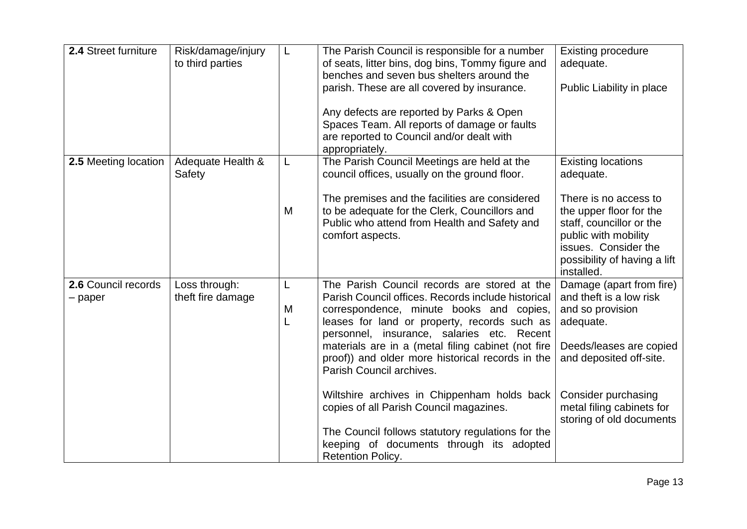| | | | | |
|---|---|---|---|---|
| **2.4** Street furniture | Risk/damage/injury to third parties | L | The Parish Council is responsible for a number of seats, litter bins, dog bins, Tommy figure and benches and seven bus shelters around the parish. These are all covered by insurance.<br><br>Any defects are reported by Parks & Open Spaces Team. All reports of damage or faults are reported to Council and/or dealt with appropriately. | Existing procedure adequate.<br><br>Public Liability in place |
| **2.5** Meeting location | Adequate Health & Safety | L<br><br><br>M | The Parish Council Meetings are held at the council offices, usually on the ground floor.<br><br>The premises and the facilities are considered to be adequate for the Clerk, Councillors and Public who attend from Health and Safety and comfort aspects. | Existing locations adequate.<br><br>There is no access to the upper floor for the staff, councillor or the public with mobility issues. Consider the possibility of having a lift installed. |
| **2.6** Council records – paper | Loss through:<br>theft fire damage | L<br>M<br>L | The Parish Council records are stored at the Parish Council offices. Records include historical correspondence, minute books and copies, leases for land or property, records such as personnel, insurance, salaries etc. Recent materials are in a (metal filing cabinet (not fire proof)) and older more historical records in the Parish Council archives.<br><br>Wiltshire archives in Chippenham holds back copies of all Parish Council magazines.<br><br>The Council follows statutory regulations for the keeping of documents through its adopted Retention Policy. | Damage (apart from fire) and theft is a low risk and so provision adequate.<br><br>Deeds/leases are copied and deposited off-site.<br><br>Consider purchasing metal filing cabinets for storing of old documents |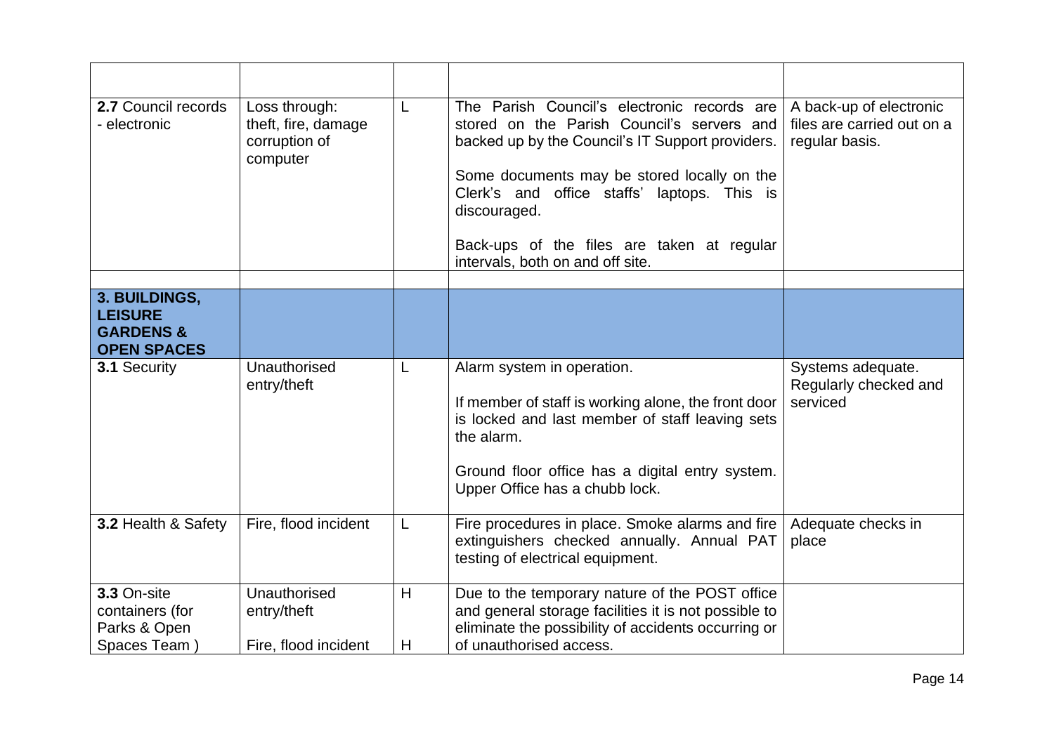| | | | | |
|---|---|---|---|---|
| **2.7** Council records - electronic | Loss through: theft, fire, damage corruption of computer | L | The Parish Council's electronic records are stored on the Parish Council's servers and backed up by the Council's IT Support providers.<br><br>Some documents may be stored locally on the Clerk's and office staffs' laptops. This is discouraged.<br><br>Back-ups of the files are taken at regular intervals, both on and off site. | A back-up of electronic files are carried out on a regular basis. |
| | | | | |
| **3. BUILDINGS, LEISURE GARDENS & OPEN SPACES** | | | | |
| **3.1** Security | Unauthorised entry/theft | L | Alarm system in operation.<br><br>If member of staff is working alone, the front door is locked and last member of staff leaving sets the alarm.<br><br>Ground floor office has a digital entry system. Upper Office has a chubb lock. | Systems adequate. Regularly checked and serviced |
| **3.2** Health & Safety | Fire, flood incident | L | Fire procedures in place. Smoke alarms and fire extinguishers checked annually. Annual PAT testing of electrical equipment. | Adequate checks in place |
| **3.3** On-site containers (for Parks & Open Spaces Team ) | Unauthorised entry/theft<br><br>Fire, flood incident | H<br><br>H | Due to the temporary nature of the POST office and general storage facilities it is not possible to eliminate the possibility of accidents occurring or of unauthorised access. | |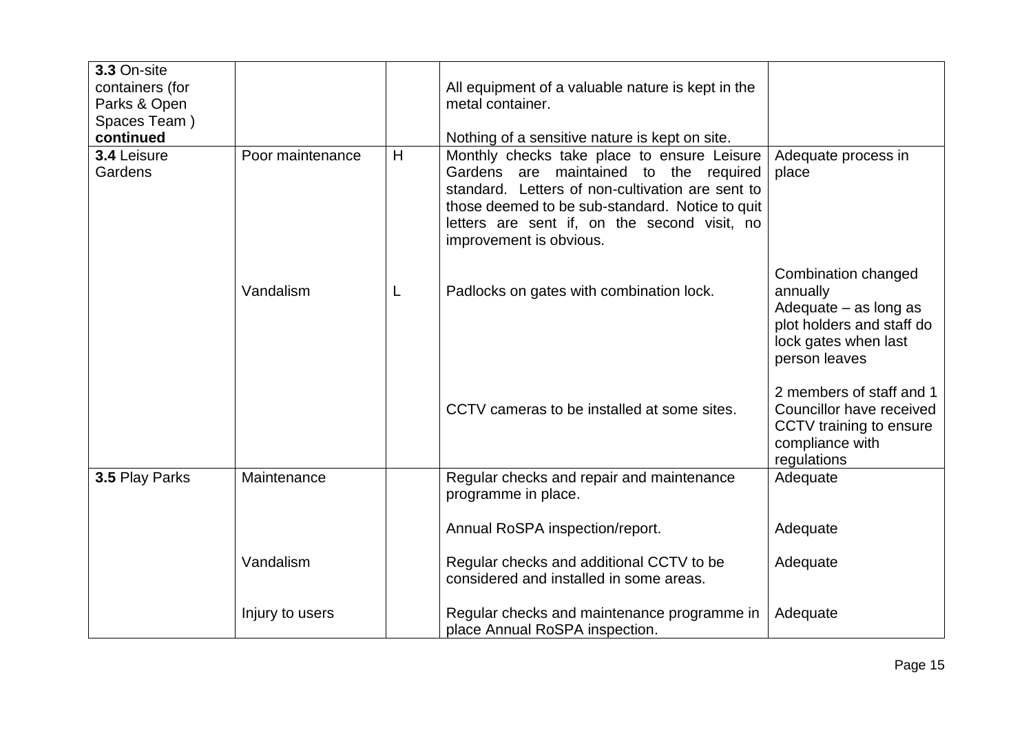| | | | | |
|---|---|---|---|---|
| **3.3** On-site containers (for Parks & Open Spaces Team ) **continued** | | | All equipment of a valuable nature is kept in the metal container.<br><br>Nothing of a sensitive nature is kept on site. | |
| **3.4** Leisure Gardens | Poor maintenance | H | Monthly checks take place to ensure Leisure Gardens are maintained to the required standard. Letters of non-cultivation are sent to those deemed to be sub-standard. Notice to quit letters are sent if, on the second visit, no improvement is obvious. | Adequate process in place |
| | Vandalism | L | Padlocks on gates with combination lock. | Combination changed annually<br>Adequate – as long as plot holders and staff do lock gates when last person leaves |
| | | | CCTV cameras to be installed at some sites. | 2 members of staff and 1 Councillor have received CCTV training to ensure compliance with regulations |
| **3.5** Play Parks | Maintenance | | Regular checks and repair and maintenance programme in place. | Adequate |
| | | | Annual RoSPA inspection/report. | Adequate |
| | Vandalism | | Regular checks and additional CCTV to be considered and installed in some areas. | Adequate |
| | Injury to users | | Regular checks and maintenance programme in place Annual RoSPA inspection. | Adequate |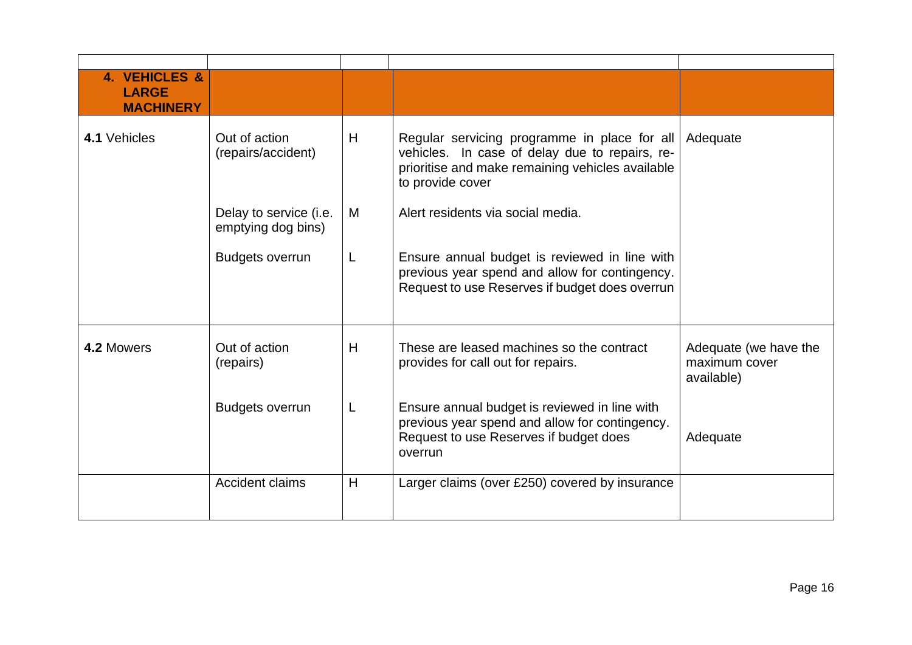| | | | | |
|---|---|---|---|---|
| **4. VEHICLES & LARGE MACHINERY** | | | | |
| **4.1** Vehicles | Out of action (repairs/accident) | H | Regular servicing programme in place for all vehicles. In case of delay due to repairs, re-prioritise and make remaining vehicles available to provide cover | Adequate |
| | Delay to service (i.e. emptying dog bins) | M | Alert residents via social media. | |
| | Budgets overrun | L | Ensure annual budget is reviewed in line with previous year spend and allow for contingency. Request to use Reserves if budget does overrun | |
| **4.2** Mowers | Out of action (repairs) | H | These are leased machines so the contract provides for call out for repairs. | Adequate (we have the maximum cover available) |
| | Budgets overrun | L | Ensure annual budget is reviewed in line with previous year spend and allow for contingency. Request to use Reserves if budget does overrun | Adequate |
| | Accident claims | H | Larger claims (over £250) covered by insurance | |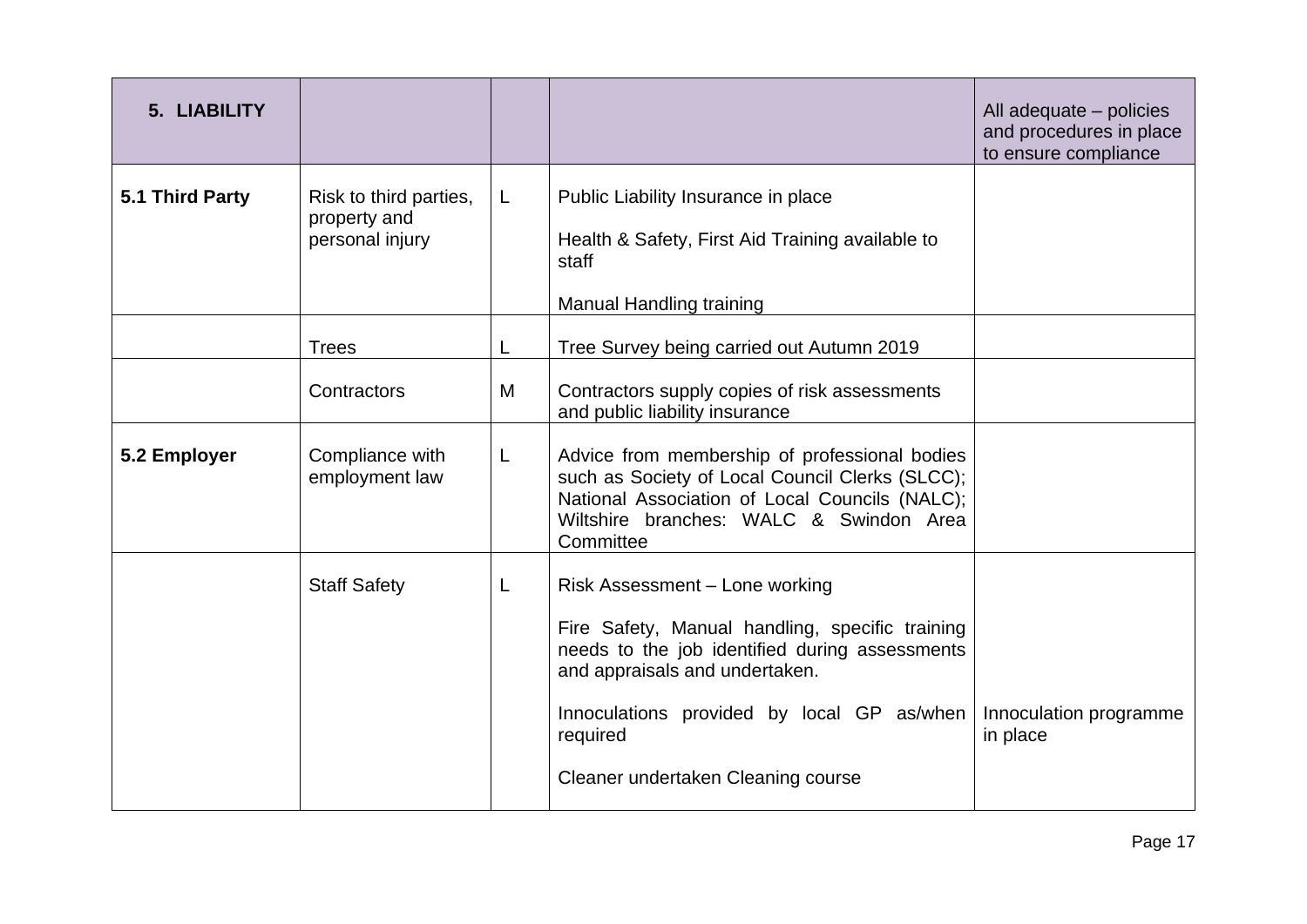| **5. LIABILITY** | | | | All adequate – policies and procedures in place to ensure compliance |
|---|---|---|---|---|
| **5.1 Third Party** | Risk to third parties, property and personal injury | L | Public Liability Insurance in place<br><br>Health & Safety, First Aid Training available to staff<br><br>Manual Handling training | |
| | Trees | L | Tree Survey being carried out Autumn 2019 | |
| | Contractors | M | Contractors supply copies of risk assessments and public liability insurance | |
| **5.2 Employer** | Compliance with employment law | L | Advice from membership of professional bodies such as Society of Local Council Clerks (SLCC); National Association of Local Councils (NALC); Wiltshire branches: WALC & Swindon Area Committee | |
| | Staff Safety | L | Risk Assessment – Lone working<br><br>Fire Safety, Manual handling, specific training needs to the job identified during assessments and appraisals and undertaken.<br><br>Innoculations provided by local GP as/when required<br><br>Cleaner undertaken Cleaning course | Innoculation programme in place |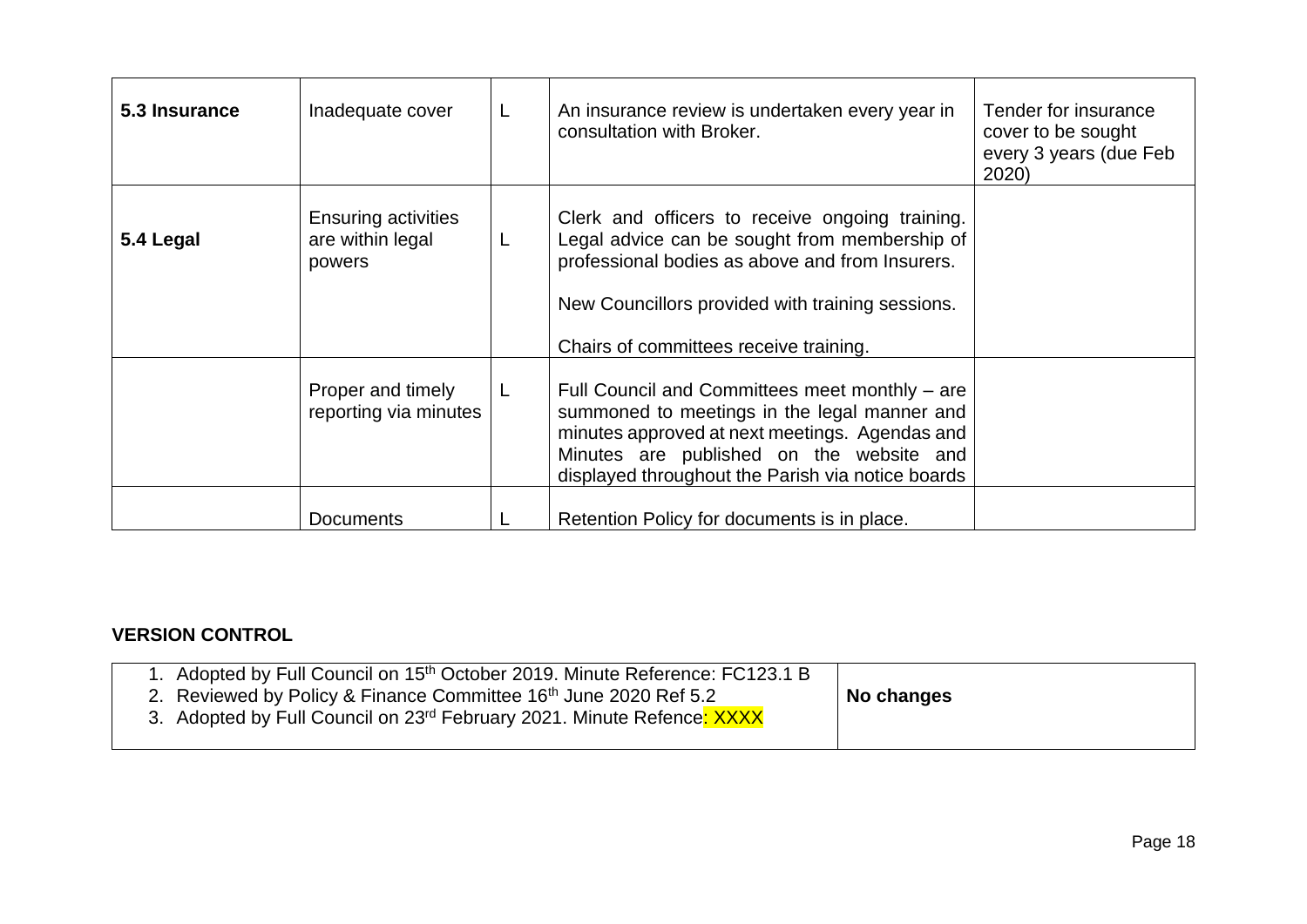| 5.3 Insurance | Inadequate cover | L | An insurance review is undertaken every year in consultation with Broker. | Tender for insurance cover to be sought every 3 years (due Feb 2020) |
| --- | --- | --- | --- | --- |
| **5.4 Legal** | Ensuring activities are within legal powers | L | Clerk and officers to receive ongoing training. Legal advice can be sought from membership of professional bodies as above and from Insurers.<br><br>New Councillors provided with training sessions.<br><br>Chairs of committees receive training. | |
| | Proper and timely reporting via minutes | L | Full Council and Committees meet monthly – are summoned to meetings in the legal manner and minutes approved at next meetings. Agendas and Minutes are published on the website and displayed throughout the Parish via notice boards | |
| | Documents | L | Retention Policy for documents is in place. | |

**VERSION CONTROL**

| 1. Adopted by Full Council on 15th October 2019. Minute Reference: FC123.1 B<br>2. Reviewed by Policy & Finance Committee 16th June 2020 Ref 5.2<br>3. Adopted by Full Council on 23rd February 2021. Minute Refence: XXXX | **No changes** |
| --- | --- |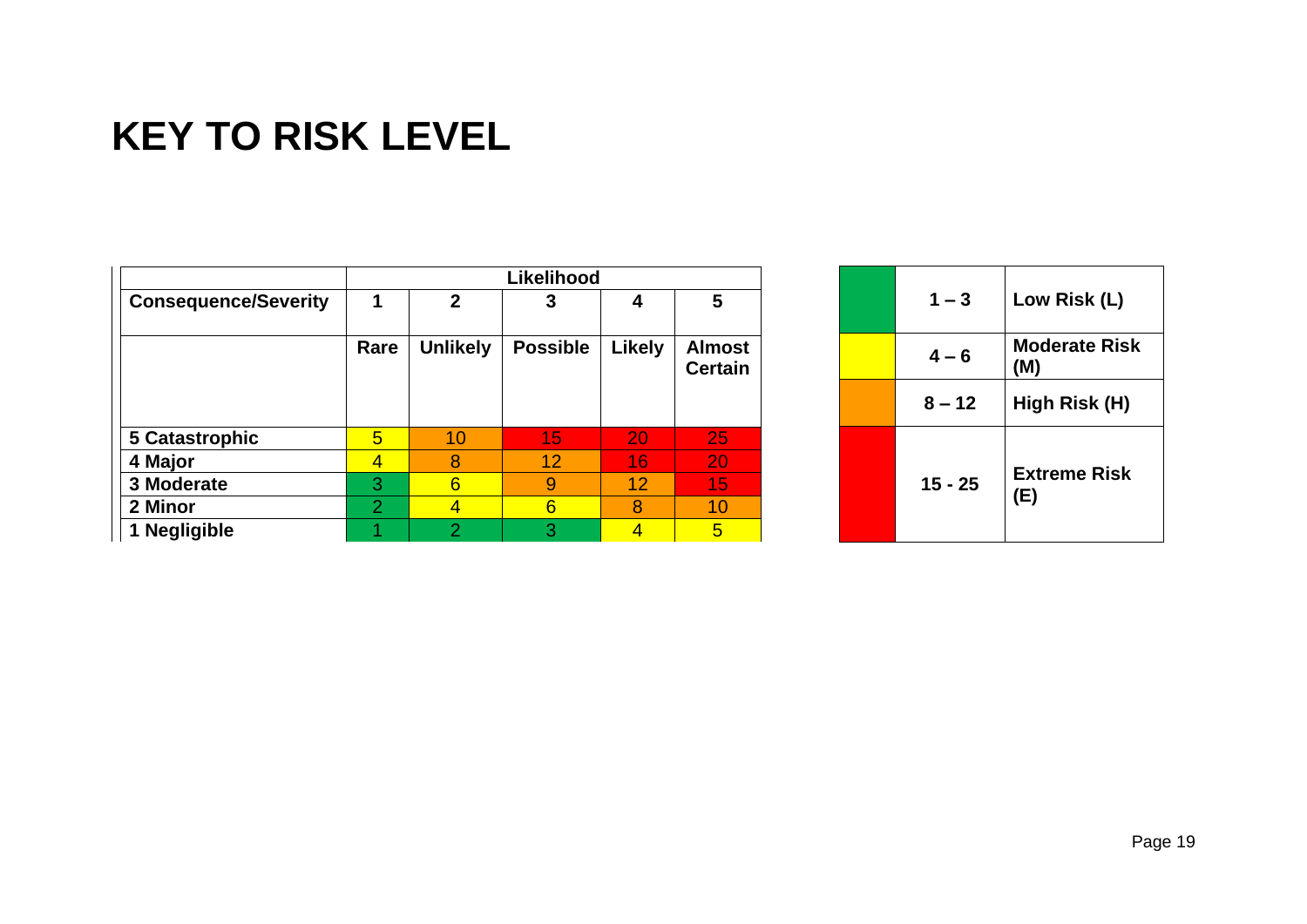# KEY TO RISK LEVEL

| | Likelihood | | | | |
|---|---|---|---|---|---|
| **Consequence/Severity** | **1** | **2** | **3** | **4** | **5** |
| | **Rare** | **Unlikely** | **Possible** | **Likely** | **Almost Certain** |
| **5 Catastrophic** | 5 | 10 | 15 | 20 | 25 |
| **4 Major** | 4 | 8 | 12 | 16 | 20 |
| **3 Moderate** | 3 | 6 | 9 | 12 | 15 |
| **2 Minor** | 2 | 4 | 6 | 8 | 10 |
| **1 Negligible** | 1 | 2 | 3 | 4 | 5 |

| | | |
|---|---|---|
| | **1 – 3** | **Low Risk (L)** |
| | **4 – 6** | **Moderate Risk (M)** |
| | **8 – 12** | **High Risk (H)** |
| | **15 - 25** | **Extreme Risk (E)** |